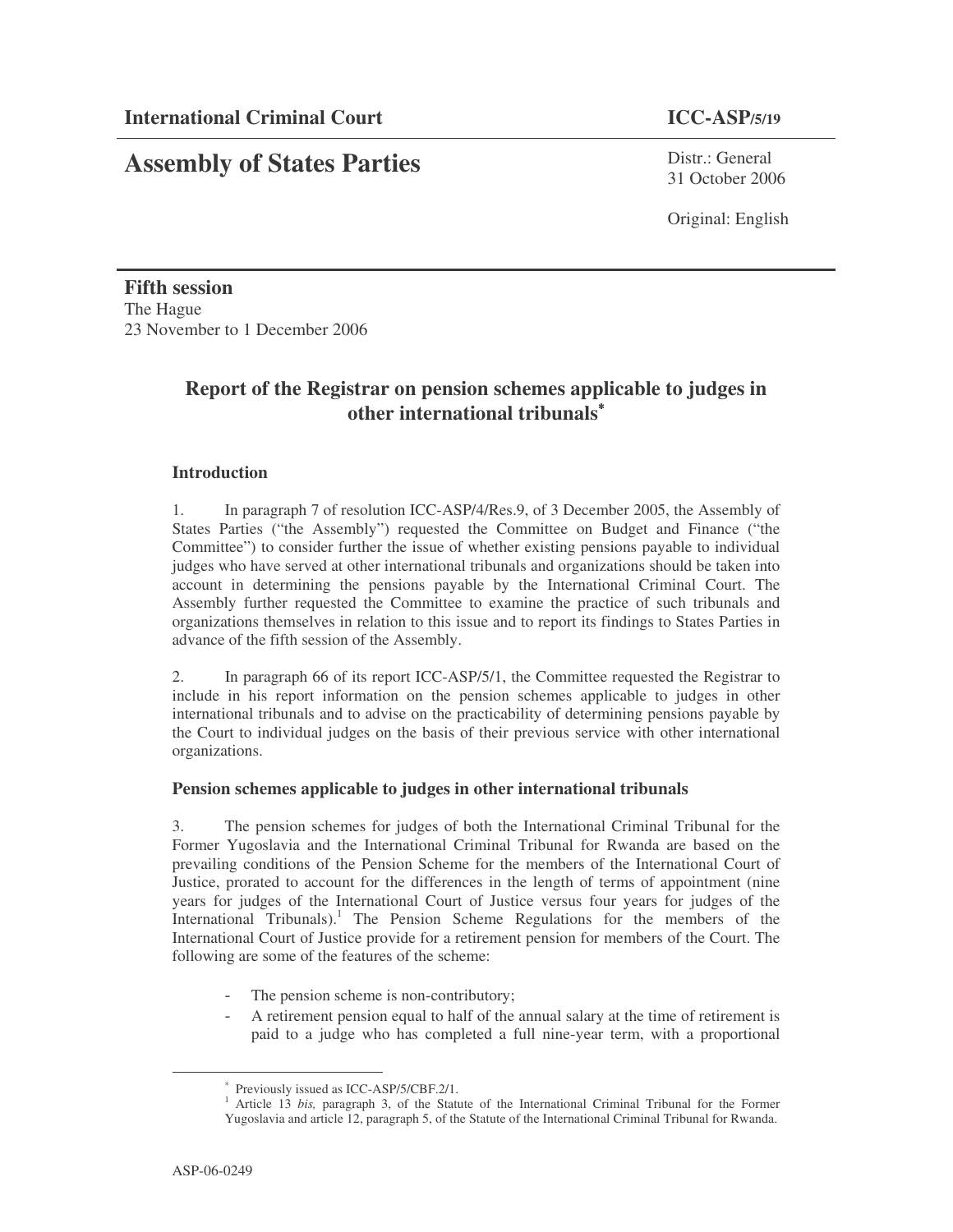**International Criminal Court** **ICC-ASP/5/19**

# Assembly of States Parties

Distr.: General
31 October 2006

Original: English

**Fifth session**
The Hague
23 November to 1 December 2006

## Report of the Registrar on pension schemes applicable to judges in other international tribunals[*]

### Introduction

1. In paragraph 7 of resolution ICC-ASP/4/Res.9, of 3 December 2005, the Assembly of States Parties ("the Assembly") requested the Committee on Budget and Finance ("the Committee") to consider further the issue of whether existing pensions payable to individual judges who have served at other international tribunals and organizations should be taken into account in determining the pensions payable by the International Criminal Court. The Assembly further requested the Committee to examine the practice of such tribunals and organizations themselves in relation to this issue and to report its findings to States Parties in advance of the fifth session of the Assembly.

2. In paragraph 66 of its report ICC-ASP/5/1, the Committee requested the Registrar to include in his report information on the pension schemes applicable to judges in other international tribunals and to advise on the practicability of determining pensions payable by the Court to individual judges on the basis of their previous service with other international organizations.

### Pension schemes applicable to judges in other international tribunals

3. The pension schemes for judges of both the International Criminal Tribunal for the Former Yugoslavia and the International Criminal Tribunal for Rwanda are based on the prevailing conditions of the Pension Scheme for the members of the International Court of Justice, prorated to account for the differences in the length of terms of appointment (nine years for judges of the International Court of Justice versus four years for judges of the International Tribunals).[1] The Pension Scheme Regulations for the members of the International Court of Justice provide for a retirement pension for members of the Court. The following are some of the features of the scheme:

- The pension scheme is non-contributory;
- A retirement pension equal to half of the annual salary at the time of retirement is paid to a judge who has completed a full nine-year term, with a proportional

---

[*] Previously issued as ICC-ASP/5/CBF.2/1.

[1] Article 13 *bis,* paragraph 3, of the Statute of the International Criminal Tribunal for the Former Yugoslavia and article 12, paragraph 5, of the Statute of the International Criminal Tribunal for Rwanda.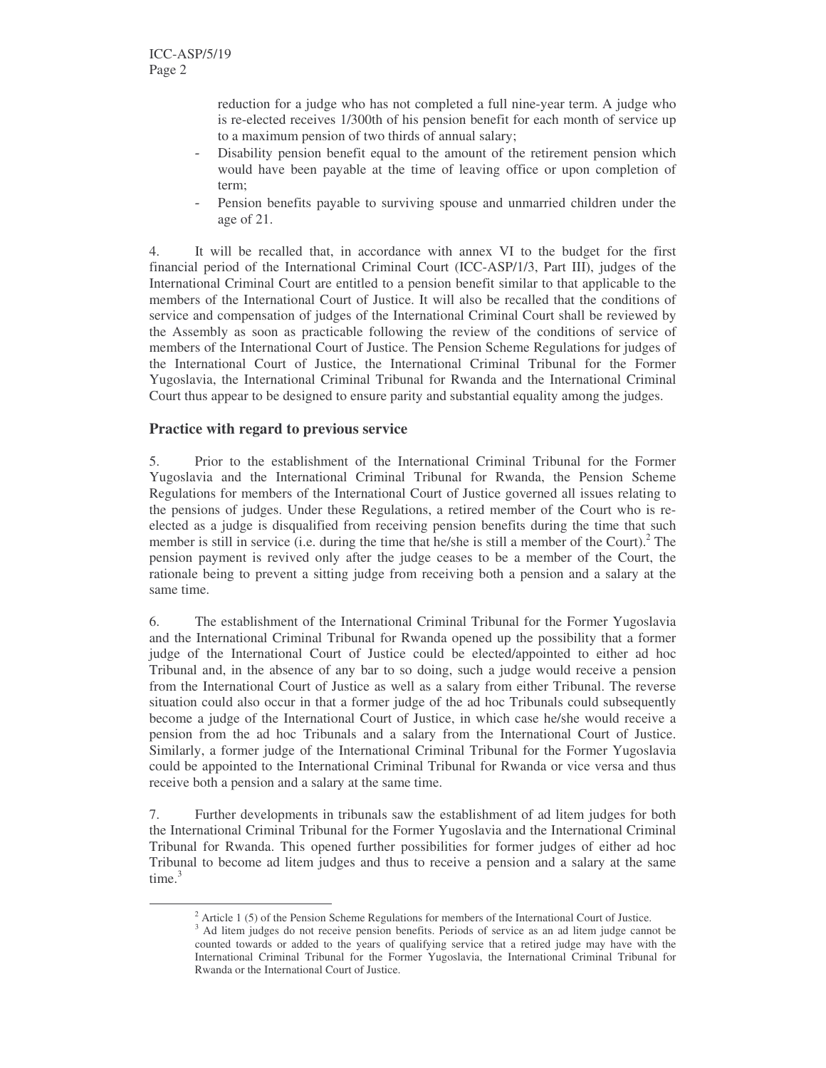reduction for a judge who has not completed a full nine-year term. A judge who is re-elected receives 1/300th of his pension benefit for each month of service up to a maximum pension of two thirds of annual salary;

- Disability pension benefit equal to the amount of the retirement pension which would have been payable at the time of leaving office or upon completion of term;
- Pension benefits payable to surviving spouse and unmarried children under the age of 21.

4. It will be recalled that, in accordance with annex VI to the budget for the first financial period of the International Criminal Court (ICC-ASP/1/3, Part III), judges of the International Criminal Court are entitled to a pension benefit similar to that applicable to the members of the International Court of Justice. It will also be recalled that the conditions of service and compensation of judges of the International Criminal Court shall be reviewed by the Assembly as soon as practicable following the review of the conditions of service of members of the International Court of Justice. The Pension Scheme Regulations for judges of the International Court of Justice, the International Criminal Tribunal for the Former Yugoslavia, the International Criminal Tribunal for Rwanda and the International Criminal Court thus appear to be designed to ensure parity and substantial equality among the judges.

## Practice with regard to previous service

5. Prior to the establishment of the International Criminal Tribunal for the Former Yugoslavia and the International Criminal Tribunal for Rwanda, the Pension Scheme Regulations for members of the International Court of Justice governed all issues relating to the pensions of judges. Under these Regulations, a retired member of the Court who is re-elected as a judge is disqualified from receiving pension benefits during the time that such member is still in service (i.e. during the time that he/she is still a member of the Court).[2] The pension payment is revived only after the judge ceases to be a member of the Court, the rationale being to prevent a sitting judge from receiving both a pension and a salary at the same time.

6. The establishment of the International Criminal Tribunal for the Former Yugoslavia and the International Criminal Tribunal for Rwanda opened up the possibility that a former judge of the International Court of Justice could be elected/appointed to either ad hoc Tribunal and, in the absence of any bar to so doing, such a judge would receive a pension from the International Court of Justice as well as a salary from either Tribunal. The reverse situation could also occur in that a former judge of the ad hoc Tribunals could subsequently become a judge of the International Court of Justice, in which case he/she would receive a pension from the ad hoc Tribunals and a salary from the International Court of Justice. Similarly, a former judge of the International Criminal Tribunal for the Former Yugoslavia could be appointed to the International Criminal Tribunal for Rwanda or vice versa and thus receive both a pension and a salary at the same time.

7. Further developments in tribunals saw the establishment of ad litem judges for both the International Criminal Tribunal for the Former Yugoslavia and the International Criminal Tribunal for Rwanda. This opened further possibilities for former judges of either ad hoc Tribunal to become ad litem judges and thus to receive a pension and a salary at the same time.[3]

---

[2] Article 1 (5) of the Pension Scheme Regulations for members of the International Court of Justice.

[3] Ad litem judges do not receive pension benefits. Periods of service as an ad litem judge cannot be counted towards or added to the years of qualifying service that a retired judge may have with the International Criminal Tribunal for the Former Yugoslavia, the International Criminal Tribunal for Rwanda or the International Court of Justice.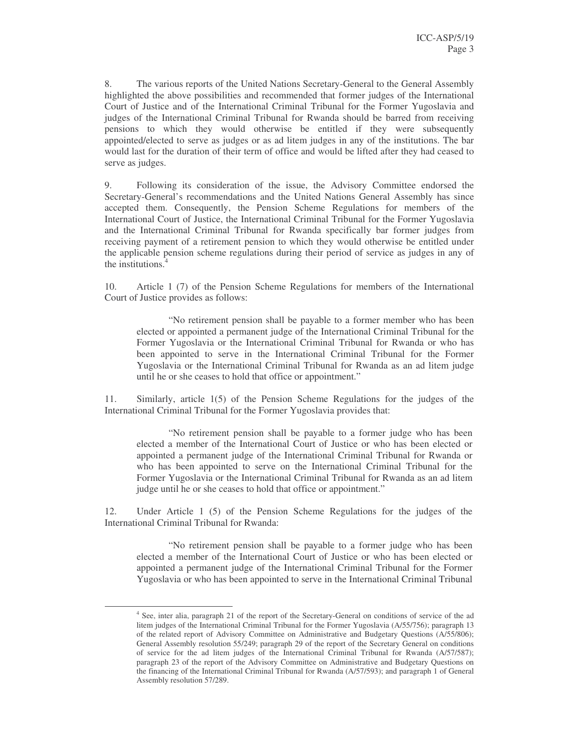8. The various reports of the United Nations Secretary-General to the General Assembly highlighted the above possibilities and recommended that former judges of the International Court of Justice and of the International Criminal Tribunal for the Former Yugoslavia and judges of the International Criminal Tribunal for Rwanda should be barred from receiving pensions to which they would otherwise be entitled if they were subsequently appointed/elected to serve as judges or as ad litem judges in any of the institutions. The bar would last for the duration of their term of office and would be lifted after they had ceased to serve as judges.

9. Following its consideration of the issue, the Advisory Committee endorsed the Secretary-General's recommendations and the United Nations General Assembly has since accepted them. Consequently, the Pension Scheme Regulations for members of the International Court of Justice, the International Criminal Tribunal for the Former Yugoslavia and the International Criminal Tribunal for Rwanda specifically bar former judges from receiving payment of a retirement pension to which they would otherwise be entitled under the applicable pension scheme regulations during their period of service as judges in any of the institutions.[4]

10. Article 1 (7) of the Pension Scheme Regulations for members of the International Court of Justice provides as follows:

> "No retirement pension shall be payable to a former member who has been elected or appointed a permanent judge of the International Criminal Tribunal for the Former Yugoslavia or the International Criminal Tribunal for Rwanda or who has been appointed to serve in the International Criminal Tribunal for the Former Yugoslavia or the International Criminal Tribunal for Rwanda as an ad litem judge until he or she ceases to hold that office or appointment."

11. Similarly, article 1(5) of the Pension Scheme Regulations for the judges of the International Criminal Tribunal for the Former Yugoslavia provides that:

> "No retirement pension shall be payable to a former judge who has been elected a member of the International Court of Justice or who has been elected or appointed a permanent judge of the International Criminal Tribunal for Rwanda or who has been appointed to serve on the International Criminal Tribunal for the Former Yugoslavia or the International Criminal Tribunal for Rwanda as an ad litem judge until he or she ceases to hold that office or appointment."

12. Under Article 1 (5) of the Pension Scheme Regulations for the judges of the International Criminal Tribunal for Rwanda:

> "No retirement pension shall be payable to a former judge who has been elected a member of the International Court of Justice or who has been elected or appointed a permanent judge of the International Criminal Tribunal for the Former Yugoslavia or who has been appointed to serve in the International Criminal Tribunal

---

[4] See, inter alia, paragraph 21 of the report of the Secretary-General on conditions of service of the ad litem judges of the International Criminal Tribunal for the Former Yugoslavia (A/55/756); paragraph 13 of the related report of Advisory Committee on Administrative and Budgetary Questions (A/55/806); General Assembly resolution 55/249; paragraph 29 of the report of the Secretary General on conditions of service for the ad litem judges of the International Criminal Tribunal for Rwanda (A/57/587); paragraph 23 of the report of the Advisory Committee on Administrative and Budgetary Questions on the financing of the International Criminal Tribunal for Rwanda (A/57/593); and paragraph 1 of General Assembly resolution 57/289.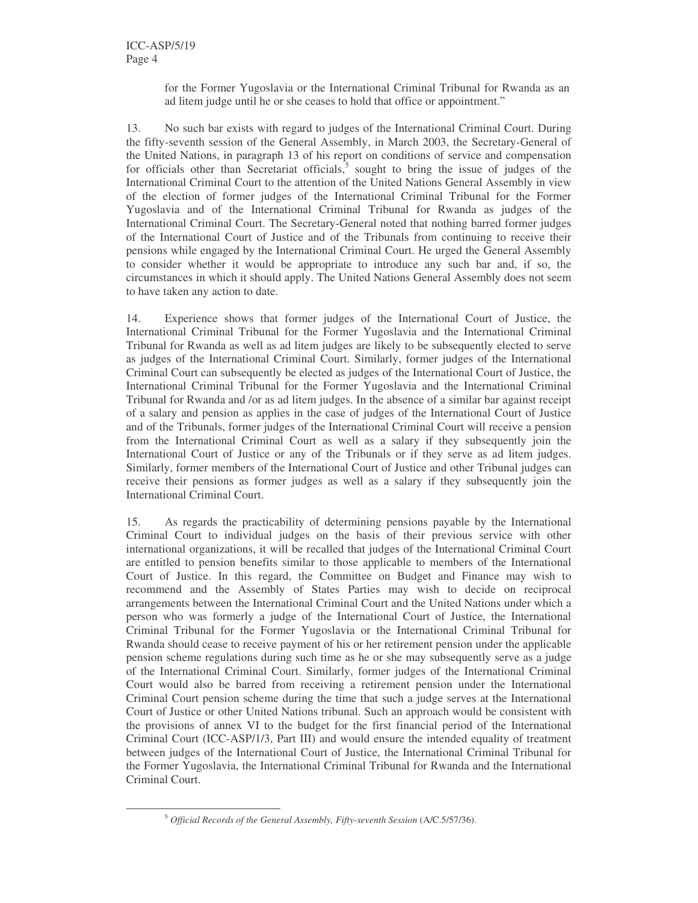for the Former Yugoslavia or the International Criminal Tribunal for Rwanda as an ad litem judge until he or she ceases to hold that office or appointment."

13. No such bar exists with regard to judges of the International Criminal Court. During the fifty-seventh session of the General Assembly, in March 2003, the Secretary-General of the United Nations, in paragraph 13 of his report on conditions of service and compensation for officials other than Secretariat officials,[5] sought to bring the issue of judges of the International Criminal Court to the attention of the United Nations General Assembly in view of the election of former judges of the International Criminal Tribunal for the Former Yugoslavia and of the International Criminal Tribunal for Rwanda as judges of the International Criminal Court. The Secretary-General noted that nothing barred former judges of the International Court of Justice and of the Tribunals from continuing to receive their pensions while engaged by the International Criminal Court. He urged the General Assembly to consider whether it would be appropriate to introduce any such bar and, if so, the circumstances in which it should apply. The United Nations General Assembly does not seem to have taken any action to date.

14. Experience shows that former judges of the International Court of Justice, the International Criminal Tribunal for the Former Yugoslavia and the International Criminal Tribunal for Rwanda as well as ad litem judges are likely to be subsequently elected to serve as judges of the International Criminal Court. Similarly, former judges of the International Criminal Court can subsequently be elected as judges of the International Court of Justice, the International Criminal Tribunal for the Former Yugoslavia and the International Criminal Tribunal for Rwanda and /or as ad litem judges. In the absence of a similar bar against receipt of a salary and pension as applies in the case of judges of the International Court of Justice and of the Tribunals, former judges of the International Criminal Court will receive a pension from the International Criminal Court as well as a salary if they subsequently join the International Court of Justice or any of the Tribunals or if they serve as ad litem judges. Similarly, former members of the International Court of Justice and other Tribunal judges can receive their pensions as former judges as well as a salary if they subsequently join the International Criminal Court.

15. As regards the practicability of determining pensions payable by the International Criminal Court to individual judges on the basis of their previous service with other international organizations, it will be recalled that judges of the International Criminal Court are entitled to pension benefits similar to those applicable to members of the International Court of Justice. In this regard, the Committee on Budget and Finance may wish to recommend and the Assembly of States Parties may wish to decide on reciprocal arrangements between the International Criminal Court and the United Nations under which a person who was formerly a judge of the International Court of Justice, the International Criminal Tribunal for the Former Yugoslavia or the International Criminal Tribunal for Rwanda should cease to receive payment of his or her retirement pension under the applicable pension scheme regulations during such time as he or she may subsequently serve as a judge of the International Criminal Court. Similarly, former judges of the International Criminal Court would also be barred from receiving a retirement pension under the International Criminal Court pension scheme during the time that such a judge serves at the International Court of Justice or other United Nations tribunal. Such an approach would be consistent with the provisions of annex VI to the budget for the first financial period of the International Criminal Court (ICC-ASP/1/3, Part III) and would ensure the intended equality of treatment between judges of the International Court of Justice, the International Criminal Tribunal for the Former Yugoslavia, the International Criminal Tribunal for Rwanda and the International Criminal Court.

[5] *Official Records of the General Assembly, Fifty-seventh Session* (A/C.5/57/36).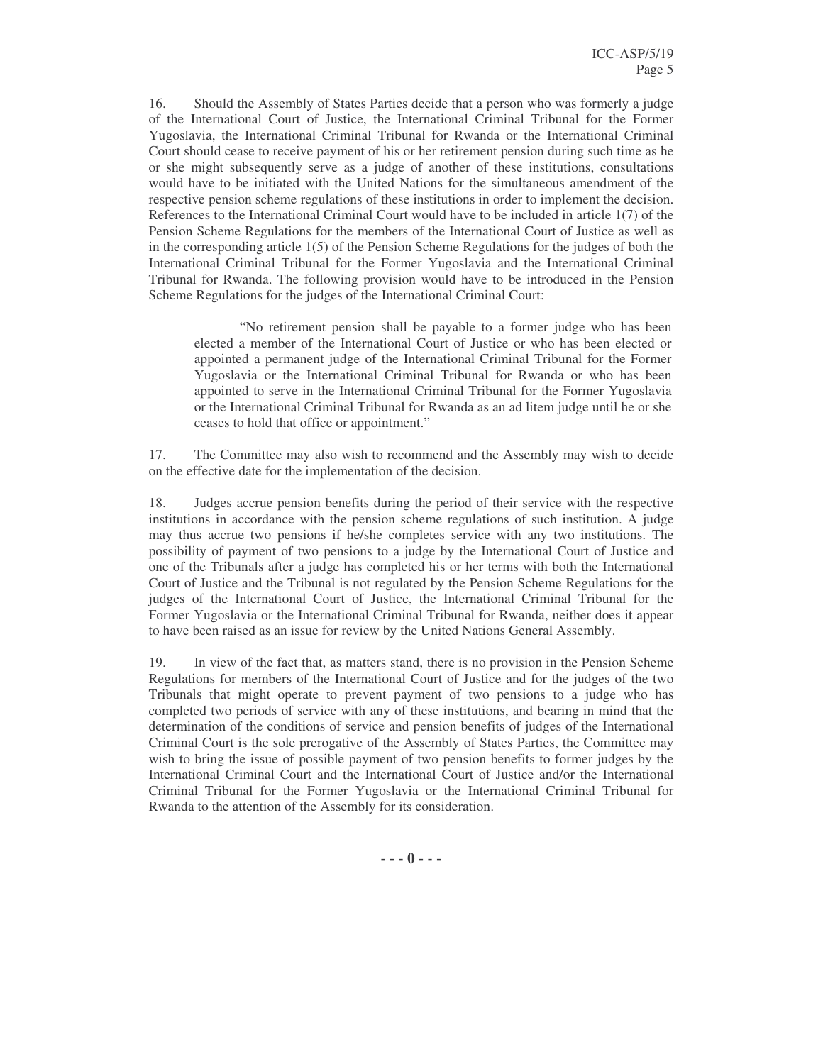16. Should the Assembly of States Parties decide that a person who was formerly a judge of the International Court of Justice, the International Criminal Tribunal for the Former Yugoslavia, the International Criminal Tribunal for Rwanda or the International Criminal Court should cease to receive payment of his or her retirement pension during such time as he or she might subsequently serve as a judge of another of these institutions, consultations would have to be initiated with the United Nations for the simultaneous amendment of the respective pension scheme regulations of these institutions in order to implement the decision. References to the International Criminal Court would have to be included in article 1(7) of the Pension Scheme Regulations for the members of the International Court of Justice as well as in the corresponding article 1(5) of the Pension Scheme Regulations for the judges of both the International Criminal Tribunal for the Former Yugoslavia and the International Criminal Tribunal for Rwanda. The following provision would have to be introduced in the Pension Scheme Regulations for the judges of the International Criminal Court:

> "No retirement pension shall be payable to a former judge who has been elected a member of the International Court of Justice or who has been elected or appointed a permanent judge of the International Criminal Tribunal for the Former Yugoslavia or the International Criminal Tribunal for Rwanda or who has been appointed to serve in the International Criminal Tribunal for the Former Yugoslavia or the International Criminal Tribunal for Rwanda as an ad litem judge until he or she ceases to hold that office or appointment."

17. The Committee may also wish to recommend and the Assembly may wish to decide on the effective date for the implementation of the decision.

18. Judges accrue pension benefits during the period of their service with the respective institutions in accordance with the pension scheme regulations of such institution. A judge may thus accrue two pensions if he/she completes service with any two institutions. The possibility of payment of two pensions to a judge by the International Court of Justice and one of the Tribunals after a judge has completed his or her terms with both the International Court of Justice and the Tribunal is not regulated by the Pension Scheme Regulations for the judges of the International Court of Justice, the International Criminal Tribunal for the Former Yugoslavia or the International Criminal Tribunal for Rwanda, neither does it appear to have been raised as an issue for review by the United Nations General Assembly.

19. In view of the fact that, as matters stand, there is no provision in the Pension Scheme Regulations for members of the International Court of Justice and for the judges of the two Tribunals that might operate to prevent payment of two pensions to a judge who has completed two periods of service with any of these institutions, and bearing in mind that the determination of the conditions of service and pension benefits of judges of the International Criminal Court is the sole prerogative of the Assembly of States Parties, the Committee may wish to bring the issue of possible payment of two pension benefits to former judges by the International Criminal Court and the International Court of Justice and/or the International Criminal Tribunal for the Former Yugoslavia or the International Criminal Tribunal for Rwanda to the attention of the Assembly for its consideration.

- - - 0 - - -